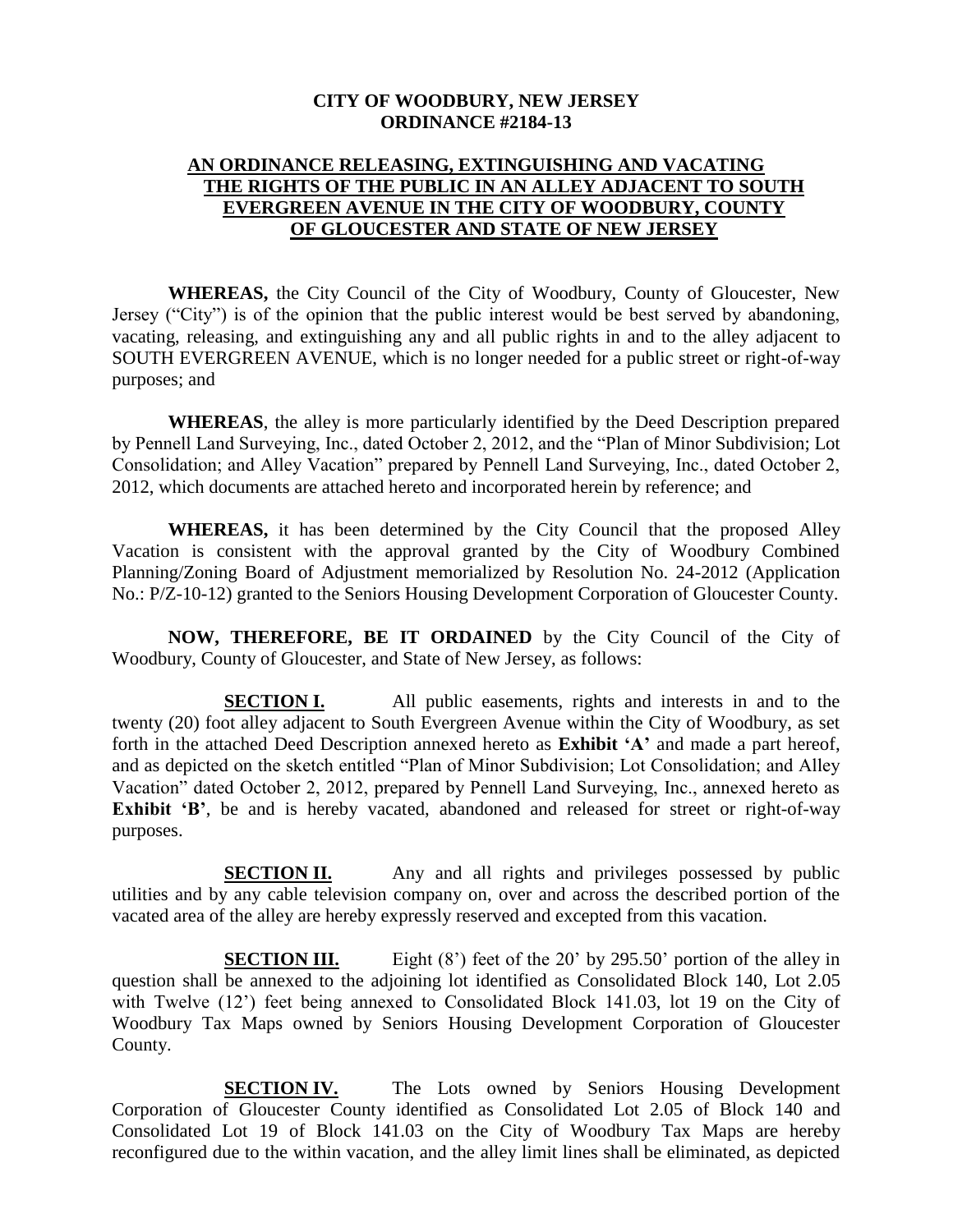# CITY OF WOODBURY, NEW JERSEY
# ORDINANCE #2184-13

## AN ORDINANCE RELEASING, EXTINGUISHING AND VACATING THE RIGHTS OF THE PUBLIC IN AN ALLEY ADJACENT TO SOUTH EVERGREEN AVENUE IN THE CITY OF WOODBURY, COUNTY OF GLOUCESTER AND STATE OF NEW JERSEY

**WHEREAS,** the City Council of the City of Woodbury, County of Gloucester, New Jersey ("City") is of the opinion that the public interest would be best served by abandoning, vacating, releasing, and extinguishing any and all public rights in and to the alley adjacent to SOUTH EVERGREEN AVENUE, which is no longer needed for a public street or right-of-way purposes; and

**WHEREAS**, the alley is more particularly identified by the Deed Description prepared by Pennell Land Surveying, Inc., dated October 2, 2012, and the "Plan of Minor Subdivision; Lot Consolidation; and Alley Vacation" prepared by Pennell Land Surveying, Inc., dated October 2, 2012, which documents are attached hereto and incorporated herein by reference; and

**WHEREAS,** it has been determined by the City Council that the proposed Alley Vacation is consistent with the approval granted by the City of Woodbury Combined Planning/Zoning Board of Adjustment memorialized by Resolution No. 24-2012 (Application No.: P/Z-10-12) granted to the Seniors Housing Development Corporation of Gloucester County.

**NOW, THEREFORE, BE IT ORDAINED** by the City Council of the City of Woodbury, County of Gloucester, and State of New Jersey, as follows:

**SECTION I.** All public easements, rights and interests in and to the twenty (20) foot alley adjacent to South Evergreen Avenue within the City of Woodbury, as set forth in the attached Deed Description annexed hereto as **Exhibit 'A'** and made a part hereof, and as depicted on the sketch entitled "Plan of Minor Subdivision; Lot Consolidation; and Alley Vacation" dated October 2, 2012, prepared by Pennell Land Surveying, Inc., annexed hereto as **Exhibit 'B'**, be and is hereby vacated, abandoned and released for street or right-of-way purposes.

**SECTION II.** Any and all rights and privileges possessed by public utilities and by any cable television company on, over and across the described portion of the vacated area of the alley are hereby expressly reserved and excepted from this vacation.

**SECTION III.** Eight (8') feet of the 20' by 295.50' portion of the alley in question shall be annexed to the adjoining lot identified as Consolidated Block 140, Lot 2.05 with Twelve (12') feet being annexed to Consolidated Block 141.03, lot 19 on the City of Woodbury Tax Maps owned by Seniors Housing Development Corporation of Gloucester County.

**SECTION IV.** The Lots owned by Seniors Housing Development Corporation of Gloucester County identified as Consolidated Lot 2.05 of Block 140 and Consolidated Lot 19 of Block 141.03 on the City of Woodbury Tax Maps are hereby reconfigured due to the within vacation, and the alley limit lines shall be eliminated, as depicted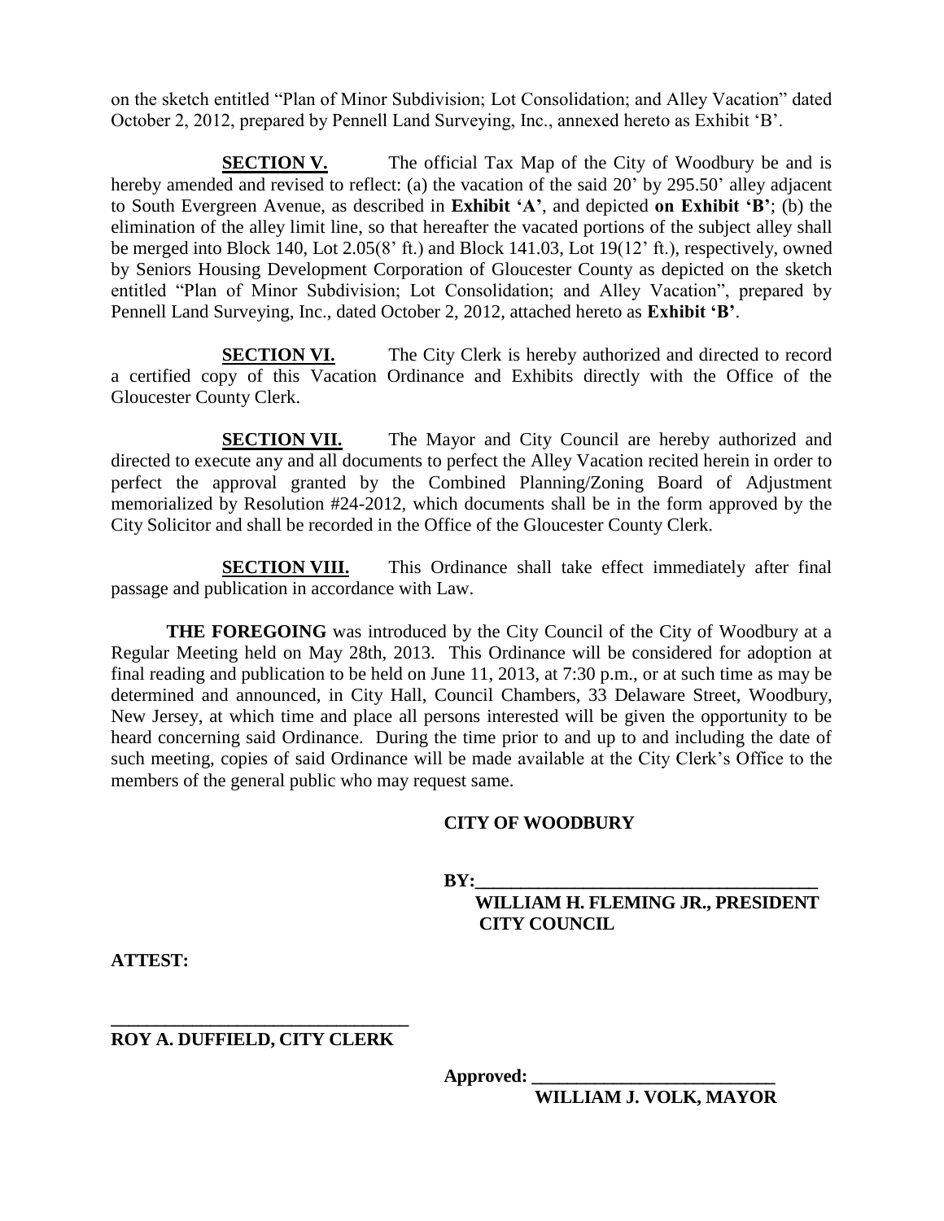on the sketch entitled "Plan of Minor Subdivision; Lot Consolidation; and Alley Vacation" dated October 2, 2012, prepared by Pennell Land Surveying, Inc., annexed hereto as Exhibit 'B'.

**SECTION V.** The official Tax Map of the City of Woodbury be and is hereby amended and revised to reflect: (a) the vacation of the said 20' by 295.50' alley adjacent to South Evergreen Avenue, as described in **Exhibit 'A'**, and depicted **on Exhibit 'B'**; (b) the elimination of the alley limit line, so that hereafter the vacated portions of the subject alley shall be merged into Block 140, Lot 2.05(8' ft.) and Block 141.03, Lot 19(12' ft.), respectively, owned by Seniors Housing Development Corporation of Gloucester County as depicted on the sketch entitled "Plan of Minor Subdivision; Lot Consolidation; and Alley Vacation", prepared by Pennell Land Surveying, Inc., dated October 2, 2012, attached hereto as **Exhibit 'B'**.

**SECTION VI.** The City Clerk is hereby authorized and directed to record a certified copy of this Vacation Ordinance and Exhibits directly with the Office of the Gloucester County Clerk.

**SECTION VII.** The Mayor and City Council are hereby authorized and directed to execute any and all documents to perfect the Alley Vacation recited herein in order to perfect the approval granted by the Combined Planning/Zoning Board of Adjustment memorialized by Resolution #24-2012, which documents shall be in the form approved by the City Solicitor and shall be recorded in the Office of the Gloucester County Clerk.

**SECTION VIII.** This Ordinance shall take effect immediately after final passage and publication in accordance with Law.

**THE FOREGOING** was introduced by the City Council of the City of Woodbury at a Regular Meeting held on May 28th, 2013. This Ordinance will be considered for adoption at final reading and publication to be held on June 11, 2013, at 7:30 p.m., or at such time as may be determined and announced, in City Hall, Council Chambers, 33 Delaware Street, Woodbury, New Jersey, at which time and place all persons interested will be given the opportunity to be heard concerning said Ordinance. During the time prior to and up to and including the date of such meeting, copies of said Ordinance will be made available at the City Clerk's Office to the members of the general public who may request same.

**CITY OF WOODBURY**

**BY:\_\_\_\_\_\_\_\_\_\_\_\_\_\_\_\_\_\_\_\_\_\_\_\_\_\_\_\_\_\_\_\_\_\_\_\_**
**WILLIAM H. FLEMING JR., PRESIDENT CITY COUNCIL**

**ATTEST:**

**\_\_\_\_\_\_\_\_\_\_\_\_\_\_\_\_\_\_\_\_\_\_\_\_\_\_\_\_\_\_\_\_**
**ROY A. DUFFIELD, CITY CLERK**

**Approved: \_\_\_\_\_\_\_\_\_\_\_\_\_\_\_\_\_\_\_\_\_\_\_\_\_\_**
**WILLIAM J. VOLK, MAYOR**